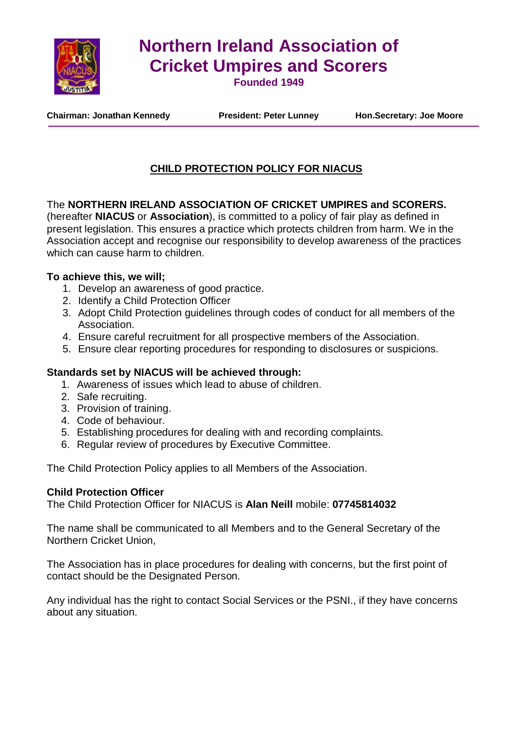# Northern Ireland Association of Cricket Umpires and Scorers

**Founded 1949**

**Chairman: Jonathan Kennedy** | **President: Peter Lunney** | **Hon.Secretary: Joe Moore**

---

## CHILD PROTECTION POLICY FOR NIACUS

The **NORTHERN IRELAND ASSOCIATION OF CRICKET UMPIRES and SCORERS.** (hereafter **NIACUS** or **Association**), is committed to a policy of fair play as defined in present legislation. This ensures a practice which protects children from harm. We in the Association accept and recognise our responsibility to develop awareness of the practices which can cause harm to children.

**To achieve this, we will;**

1. Develop an awareness of good practice.
2. Identify a Child Protection Officer
3. Adopt Child Protection guidelines through codes of conduct for all members of the Association.
4. Ensure careful recruitment for all prospective members of the Association.
5. Ensure clear reporting procedures for responding to disclosures or suspicions.

**Standards set by NIACUS will be achieved through:**

1. Awareness of issues which lead to abuse of children.
2. Safe recruiting.
3. Provision of training.
4. Code of behaviour.
5. Establishing procedures for dealing with and recording complaints.
6. Regular review of procedures by Executive Committee.

The Child Protection Policy applies to all Members of the Association.

**Child Protection Officer**

The Child Protection Officer for NIACUS is **Alan Neill** mobile: **07745814032**

The name shall be communicated to all Members and to the General Secretary of the Northern Cricket Union,

The Association has in place procedures for dealing with concerns, but the first point of contact should be the Designated Person.

Any individual has the right to contact Social Services or the PSNI., if they have concerns about any situation.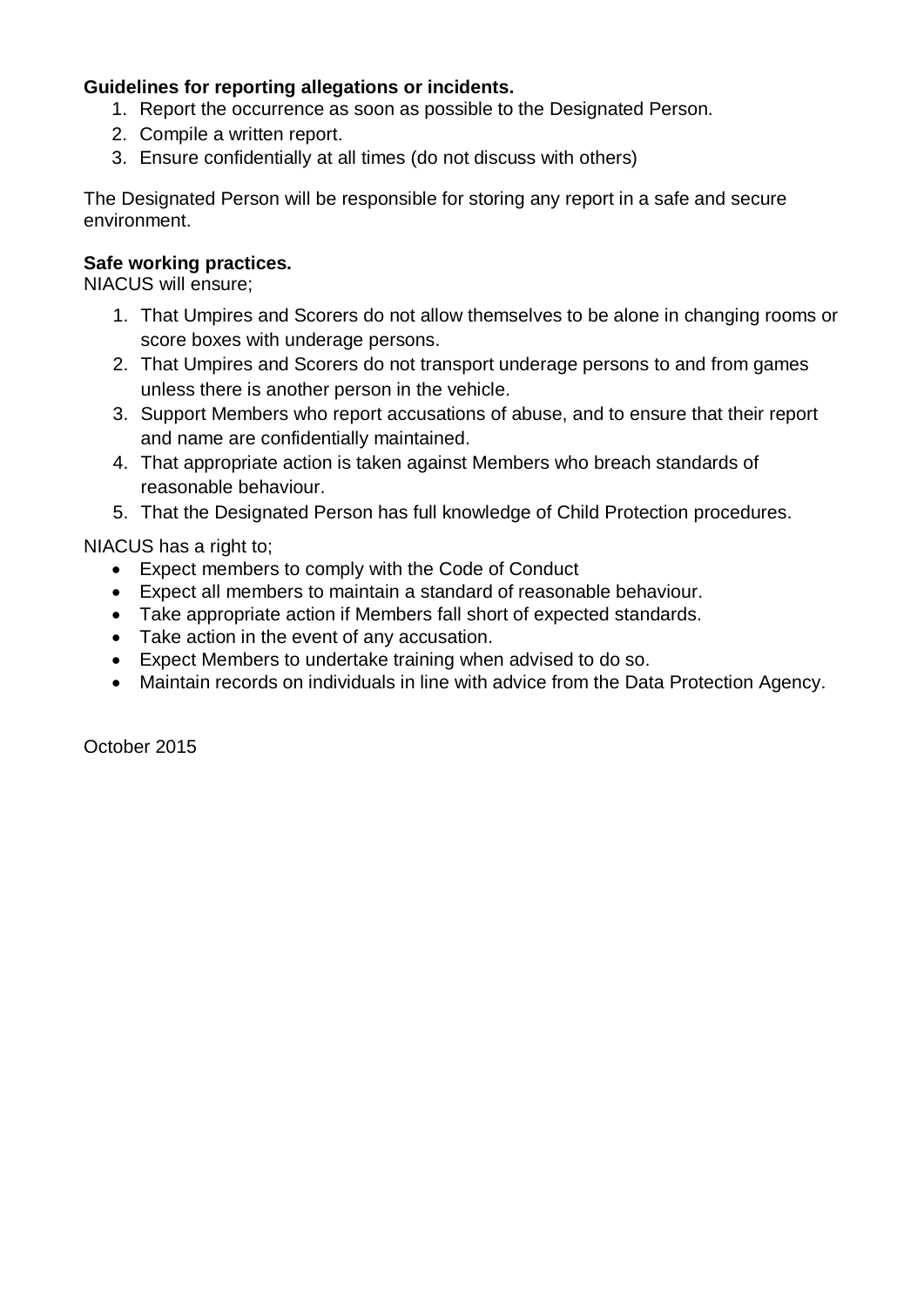**Guidelines for reporting allegations or incidents.**

1. Report the occurrence as soon as possible to the Designated Person.
2. Compile a written report.
3. Ensure confidentially at all times (do not discuss with others)

The Designated Person will be responsible for storing any report in a safe and secure environment.

**Safe working practices.**
NIACUS will ensure;

1. That Umpires and Scorers do not allow themselves to be alone in changing rooms or score boxes with underage persons.
2. That Umpires and Scorers do not transport underage persons to and from games unless there is another person in the vehicle.
3. Support Members who report accusations of abuse, and to ensure that their report and name are confidentially maintained.
4. That appropriate action is taken against Members who breach standards of reasonable behaviour.
5. That the Designated Person has full knowledge of Child Protection procedures.

NIACUS has a right to;

- Expect members to comply with the Code of Conduct
- Expect all members to maintain a standard of reasonable behaviour.
- Take appropriate action if Members fall short of expected standards.
- Take action in the event of any accusation.
- Expect Members to undertake training when advised to do so.
- Maintain records on individuals in line with advice from the Data Protection Agency.

October 2015